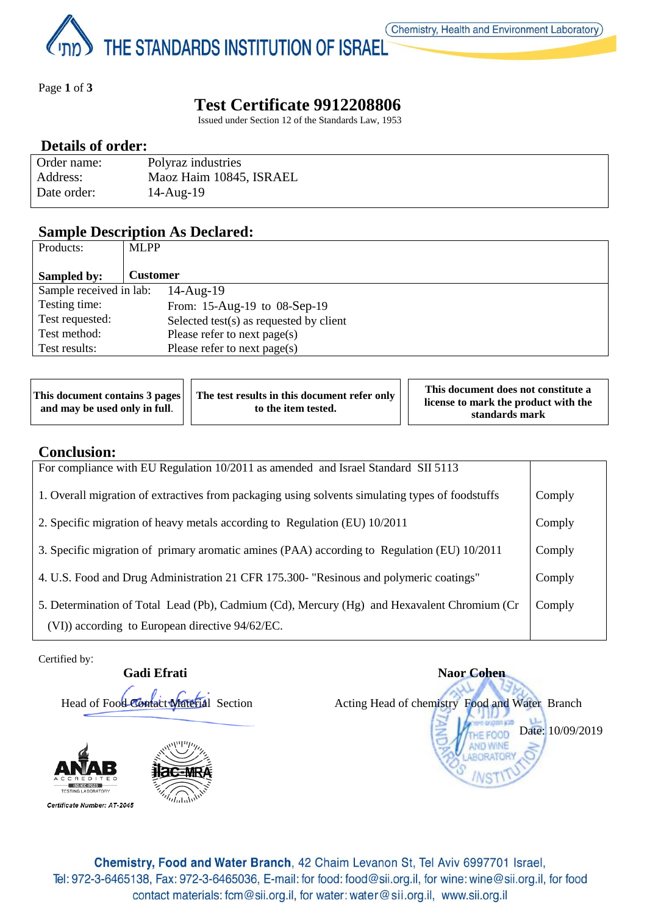THE STANDARDS INSTITUTION OF ISRAEL

Chemistry, Health and Environment Laboratory

# Test Certificate 9912208806

Issued under Section 12 of the Standards Law, 1953

## Details of order:

| | |
|---|---|
| Order name: | Polyraz industries |
| Address: | Maoz Haim 10845, ISRAEL |
| Date order: | 14-Aug-19 |

## Sample Description As Declared:

| | |
|---|---|
| Products: | MLPP |
| **Sampled by:** | **Customer** |
| Sample received in lab: | 14-Aug-19 |
| Testing time: | From: 15-Aug-19 to 08-Sep-19 |
| Test requested: | Selected test(s) as requested by client |
| Test method: | Please refer to next page(s) |
| Test results: | Please refer to next page(s) |

| | | |
|---|---|---|
| **This document contains 3 pages and may be used only in full.** | **The test results in this document refer only to the item tested.** | **This document does not constitute a license to mark the product with the standards mark** |

## Conclusion:

| For compliance with EU Regulation 10/2011 as amended and Israel Standard SII 5113 | |
|---|---|
| 1. Overall migration of extractives from packaging using solvents simulating types of foodstuffs | Comply |
| 2. Specific migration of heavy metals according to Regulation (EU) 10/2011 | Comply |
| 3. Specific migration of primary aromatic amines (PAA) according to Regulation (EU) 10/2011 | Comply |
| 4. U.S. Food and Drug Administration 21 CFR 175.300- "Resinous and polymeric coatings" | Comply |
| 5. Determination of Total Lead (Pb), Cadmium (Cd), Mercury (Hg) and Hexavalent Chromium (Cr (VI)) according to European directive 94/62/EC. | Comply |

Certified by:

**Gadi Efrati**

Head of Food Contact Material Section

**Naor Cohen**

Acting Head of chemistry Food and Water Branch

Date: 10/09/2019

ANAB ACCREDITED ISO/IEC 17025 TESTING LABORATORY

Certificate Number: AT-2045

ilac-MRA

**Chemistry, Food and Water Branch**, 42 Chaim Levanon St, Tel Aviv 6997701 Israel,
Tel: 972-3-6465138, Fax: 972-3-6465036, E-mail: for food: food@sii.org.il, for wine: wine@sii.org.il, for food contact materials: fcm@sii.org.il, for water: water@sii.org.il, www.sii.org.il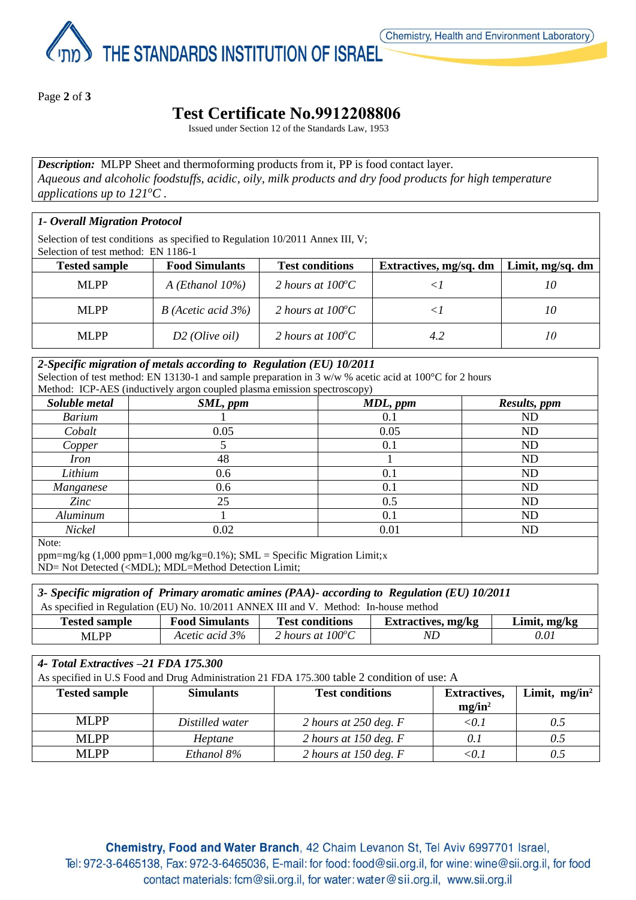# Test Certificate No.9912208806

Issued under Section 12 of the Standards Law, 1953

***Description:*** MLPP Sheet and thermoforming products from it, PP is food contact layer.
*Aqueous and alcoholic foodstuffs, acidic, oily, milk products and dry food products for high temperature applications up to 121°C .*

### *1- Overall Migration Protocol*

Selection of test conditions as specified to Regulation 10/2011 Annex III, V;
Selection of test method: EN 1186-1

| Tested sample | Food Simulants | Test conditions | Extractives, mg/sq. dm | Limit, mg/sq. dm |
|---|---|---|---|---|
| MLPP | *A (Ethanol 10%)* | *2 hours at 100°C* | *<1* | *10* |
| MLPP | *B (Acetic acid 3%)* | *2 hours at 100°C* | *<1* | *10* |
| MLPP | *D2 (Olive oil)* | *2 hours at 100°C* | *4.2* | *10* |

### *2-Specific migration of metals according to Regulation (EU) 10/2011*

Selection of test method: EN 13130-1 and sample preparation in 3 w/w % acetic acid at 100°C for 2 hours
Method: ICP-AES (inductively argon coupled plasma emission spectroscopy)

| *Soluble metal* | *SML, ppm* | *MDL, ppm* | *Results, ppm* |
|---|---|---|---|
| *Barium* | 1 | 0.1 | ND |
| *Cobalt* | 0.05 | 0.05 | ND |
| *Copper* | 5 | 0.1 | ND |
| *Iron* | 48 | 1 | ND |
| *Lithium* | 0.6 | 0.1 | ND |
| *Manganese* | 0.6 | 0.1 | ND |
| *Zinc* | 25 | 0.5 | ND |
| *Aluminum* | 1 | 0.1 | ND |
| *Nickel* | 0.02 | 0.01 | ND |

Note:
ppm=mg/kg (1,000 ppm=1,000 mg/kg=0.1%); SML = Specific Migration Limit;x
ND= Not Detected (<MDL); MDL=Method Detection Limit;

### *3- Specific migration of Primary aromatic amines (PAA)- according to Regulation (EU) 10/2011*

As specified in Regulation (EU) No. 10/2011 ANNEX III and V. Method: In-house method

| Tested sample | Food Simulants | Test conditions | Extractives, mg/kg | Limit, mg/kg |
|---|---|---|---|---|
| MLPP | *Acetic acid 3%* | *2 hours at 100°C* | *ND* | *0.01* |

### *4- Total Extractives –21 FDA 175.300*

As specified in U.S Food and Drug Administration 21 FDA 175.300 table 2 condition of use: A

| Tested sample | Simulants | Test conditions | Extractives, mg/in² | Limit, mg/in² |
|---|---|---|---|---|
| MLPP | *Distilled water* | *2 hours at 250 deg. F* | *<0.1* | *0.5* |
| MLPP | *Heptane* | *2 hours at 150 deg. F* | *0.1* | *0.5* |
| MLPP | *Ethanol 8%* | *2 hours at 150 deg. F* | *<0.1* | *0.5* |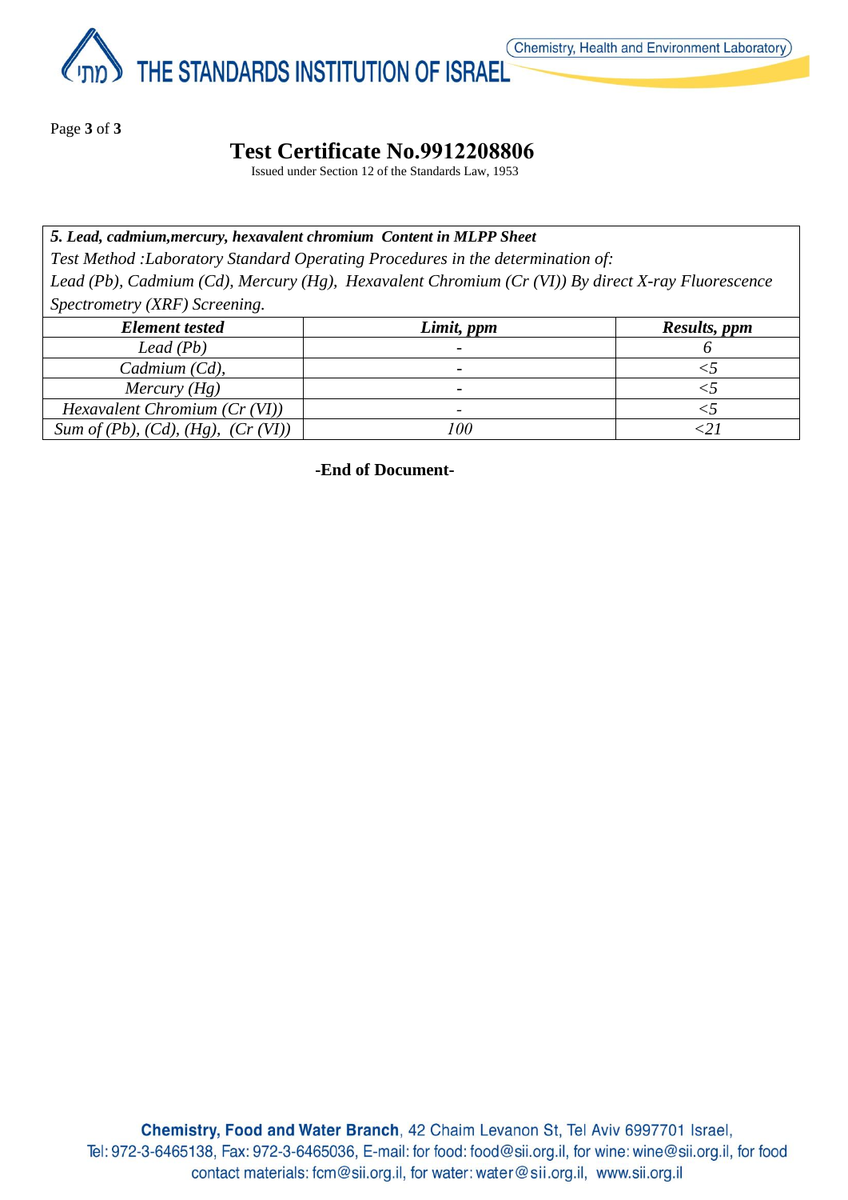# Test Certificate No.9912208806

Issued under Section 12 of the Standards Law, 1953

***5. Lead, cadmium,mercury, hexavalent chromium Content in MLPP Sheet***

*Test Method :Laboratory Standard Operating Procedures in the determination of:*

*Lead (Pb), Cadmium (Cd), Mercury (Hg), Hexavalent Chromium (Cr (VI)) By direct X-ray Fluorescence Spectrometry (XRF) Screening.*

| ***Element tested*** | ***Limit, ppm*** | ***Results, ppm*** |
|---|---|---|
| *Lead (Pb)* | - | *6* |
| *Cadmium (Cd),* | - | *<5* |
| *Mercury (Hg)* | - | *<5* |
| *Hexavalent Chromium (Cr (VI))* | - | *<5* |
| *Sum of (Pb), (Cd), (Hg), (Cr (VI))* | *100* | *<21* |

**-End of Document-**